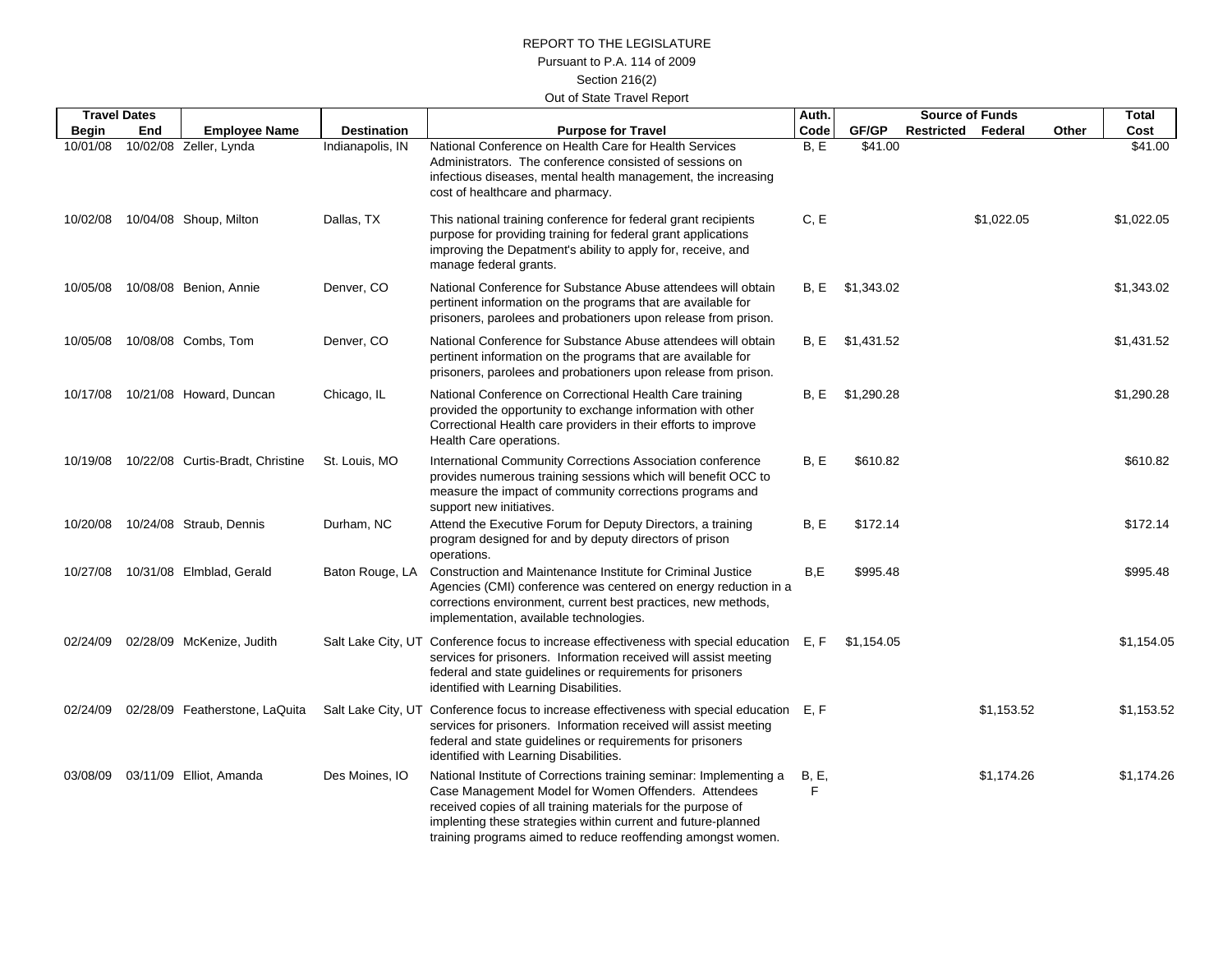REPORT TO THE LEGISLATURE

Pursuant to P.A. 114 of 2009

Section 216(2)

Out of State Travel Report

| Travel Dates | | | | | Auth. | Source of Funds | | | | Total |
|---|---|---|---|---|---|---|---|---|---|---|
| Begin | End | Employee Name | Destination | Purpose for Travel | Code | GF/GP | Restricted | Federal | Other | Cost |
| 10/01/08 | 10/02/08 | Zeller, Lynda | Indianapolis, IN | National Conference on Health Care for Health Services Administrators. The conference consisted of sessions on infectious diseases, mental health management, the increasing cost of healthcare and pharmacy. | B, E | $41.00 | | | | $41.00 |
| 10/02/08 | 10/04/08 | Shoup, Milton | Dallas, TX | This national training conference for federal grant recipients purpose for providing training for federal grant applications improving the Depatment's ability to apply for, receive, and manage federal grants. | C, E | | | $1,022.05 | | $1,022.05 |
| 10/05/08 | 10/08/08 | Benion, Annie | Denver, CO | National Conference for Substance Abuse attendees will obtain pertinent information on the programs that are available for prisoners, parolees and probationers upon release from prison. | B, E | $1,343.02 | | | | $1,343.02 |
| 10/05/08 | 10/08/08 | Combs, Tom | Denver, CO | National Conference for Substance Abuse attendees will obtain pertinent information on the programs that are available for prisoners, parolees and probationers upon release from prison. | B, E | $1,431.52 | | | | $1,431.52 |
| 10/17/08 | 10/21/08 | Howard, Duncan | Chicago, IL | National Conference on Correctional Health Care training provided the opportunity to exchange information with other Correctional Health care providers in their efforts to improve Health Care operations. | B, E | $1,290.28 | | | | $1,290.28 |
| 10/19/08 | 10/22/08 | Curtis-Bradt, Christine | St. Louis, MO | International Community Corrections Association conference provides numerous training sessions which will benefit OCC to measure the impact of community corrections programs and support new initiatives. | B, E | $610.82 | | | | $610.82 |
| 10/20/08 | 10/24/08 | Straub, Dennis | Durham, NC | Attend the Executive Forum for Deputy Directors, a training program designed for and by deputy directors of prison operations. | B, E | $172.14 | | | | $172.14 |
| 10/27/08 | 10/31/08 | Elmblad, Gerald | Baton Rouge, LA | Construction and Maintenance Institute for Criminal Justice Agencies (CMI) conference was centered on energy reduction in a corrections environment, current best practices, new methods, implementation, available technologies. | B,E | $995.48 | | | | $995.48 |
| 02/24/09 | 02/28/09 | McKenize, Judith | Salt Lake City, UT | Conference focus to increase effectiveness with special education services for prisoners. Information received will assist meeting federal and state guidelines or requirements for prisoners identified with Learning Disabilities. | E, F | $1,154.05 | | | | $1,154.05 |
| 02/24/09 | 02/28/09 | Featherstone, LaQuita | Salt Lake City, UT | Conference focus to increase effectiveness with special education services for prisoners. Information received will assist meeting federal and state guidelines or requirements for prisoners identified with Learning Disabilities. | E, F | | | $1,153.52 | | $1,153.52 |
| 03/08/09 | 03/11/09 | Elliot, Amanda | Des Moines, IO | National Institute of Corrections training seminar: Implementing a Case Management Model for Women Offenders. Attendees received copies of all training materials for the purpose of implenting these strategies within current and future-planned training programs aimed to reduce reoffending amongst women. | B, E, F | | | $1,174.26 | | $1,174.26 |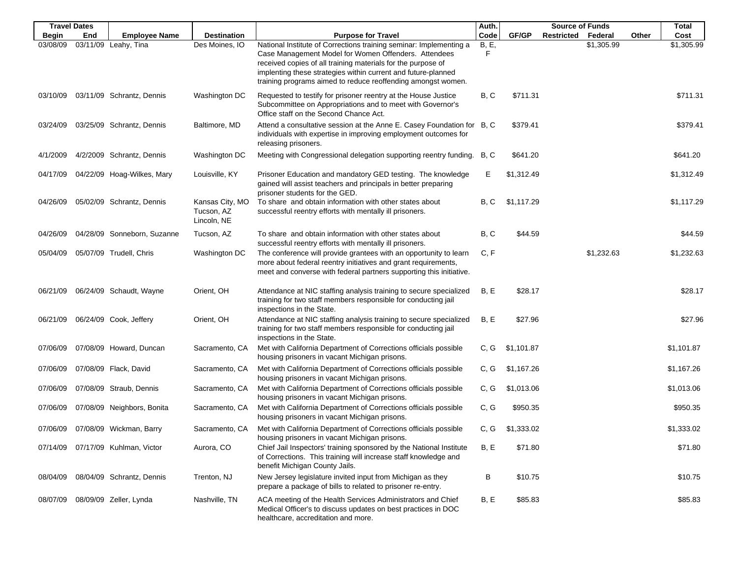| Travel Dates | | Employee Name | Destination | Purpose for Travel | Auth. Code | Source of Funds | | | | Total Cost |
|---|---|---|---|---|---|---|---|---|---|---|
| Begin | End | | | | | GF/GP | Restricted | Federal | Other | |
| 03/08/09 | 03/11/09 | Leahy, Tina | Des Moines, IO | National Institute of Corrections training seminar: Implementing a Case Management Model for Women Offenders. Attendees received copies of all training materials for the purpose of implenting these strategies within current and future-planned training programs aimed to reduce reoffending amongst women. | B, E, F | | | $1,305.99 | | $1,305.99 |
| 03/10/09 | 03/11/09 | Schrantz, Dennis | Washington DC | Requested to testify for prisoner reentry at the House Justice Subcommittee on Appropriations and to meet with Governor's Office staff on the Second Chance Act. | B, C | $711.31 | | | | $711.31 |
| 03/24/09 | 03/25/09 | Schrantz, Dennis | Baltimore, MD | Attend a consultative session at the Anne E. Casey Foundation for individuals with expertise in improving employment outcomes for releasing prisoners. | B, C | $379.41 | | | | $379.41 |
| 4/1/2009 | 4/2/2009 | Schrantz, Dennis | Washington DC | Meeting with Congressional delegation supporting reentry funding. | B, C | $641.20 | | | | $641.20 |
| 04/17/09 | 04/22/09 | Hoag-Wilkes, Mary | Louisville, KY | Prisoner Education and mandatory GED testing. The knowledge gained will assist teachers and principals in better preparing prisoner students for the GED. | E | $1,312.49 | | | | $1,312.49 |
| 04/26/09 | 05/02/09 | Schrantz, Dennis | Kansas City, MO Tucson, AZ Lincoln, NE | To share and obtain information with other states about successful reentry efforts with mentally ill prisoners. | B, C | $1,117.29 | | | | $1,117.29 |
| 04/26/09 | 04/28/09 | Sonneborn, Suzanne | Tucson, AZ | To share and obtain information with other states about successful reentry efforts with mentally ill prisoners. | B, C | $44.59 | | | | $44.59 |
| 05/04/09 | 05/07/09 | Trudell, Chris | Washington DC | The conference will provide grantees with an opportunity to learn more about federal reentry initiatives and grant requirements, meet and converse with federal partners supporting this initiative. | C, F | | | $1,232.63 | | $1,232.63 |
| 06/21/09 | 06/24/09 | Schaudt, Wayne | Orient, OH | Attendance at NIC staffing analysis training to secure specialized training for two staff members responsible for conducting jail inspections in the State. | B, E | $28.17 | | | | $28.17 |
| 06/21/09 | 06/24/09 | Cook, Jeffery | Orient, OH | Attendance at NIC staffing analysis training to secure specialized training for two staff members responsible for conducting jail inspections in the State. | B, E | $27.96 | | | | $27.96 |
| 07/06/09 | 07/08/09 | Howard, Duncan | Sacramento, CA | Met with California Department of Corrections officials possible housing prisoners in vacant Michigan prisons. | C, G | $1,101.87 | | | | $1,101.87 |
| 07/06/09 | 07/08/09 | Flack, David | Sacramento, CA | Met with California Department of Corrections officials possible housing prisoners in vacant Michigan prisons. | C, G | $1,167.26 | | | | $1,167.26 |
| 07/06/09 | 07/08/09 | Straub, Dennis | Sacramento, CA | Met with California Department of Corrections officials possible housing prisoners in vacant Michigan prisons. | C, G | $1,013.06 | | | | $1,013.06 |
| 07/06/09 | 07/08/09 | Neighbors, Bonita | Sacramento, CA | Met with California Department of Corrections officials possible housing prisoners in vacant Michigan prisons. | C, G | $950.35 | | | | $950.35 |
| 07/06/09 | 07/08/09 | Wickman, Barry | Sacramento, CA | Met with California Department of Corrections officials possible housing prisoners in vacant Michigan prisons. | C, G | $1,333.02 | | | | $1,333.02 |
| 07/14/09 | 07/17/09 | Kuhlman, Victor | Aurora, CO | Chief Jail Inspectors' training sponsored by the National Institute of Corrections. This training will increase staff knowledge and benefit Michigan County Jails. | B, E | $71.80 | | | | $71.80 |
| 08/04/09 | 08/04/09 | Schrantz, Dennis | Trenton, NJ | New Jersey legislature invited input from Michigan as they prepare a package of bills to related to prisoner re-entry. | B | $10.75 | | | | $10.75 |
| 08/07/09 | 08/09/09 | Zeller, Lynda | Nashville, TN | ACA meeting of the Health Services Administrators and Chief Medical Officer's to discuss updates on best practices in DOC healthcare, accreditation and more. | B, E | $85.83 | | | | $85.83 |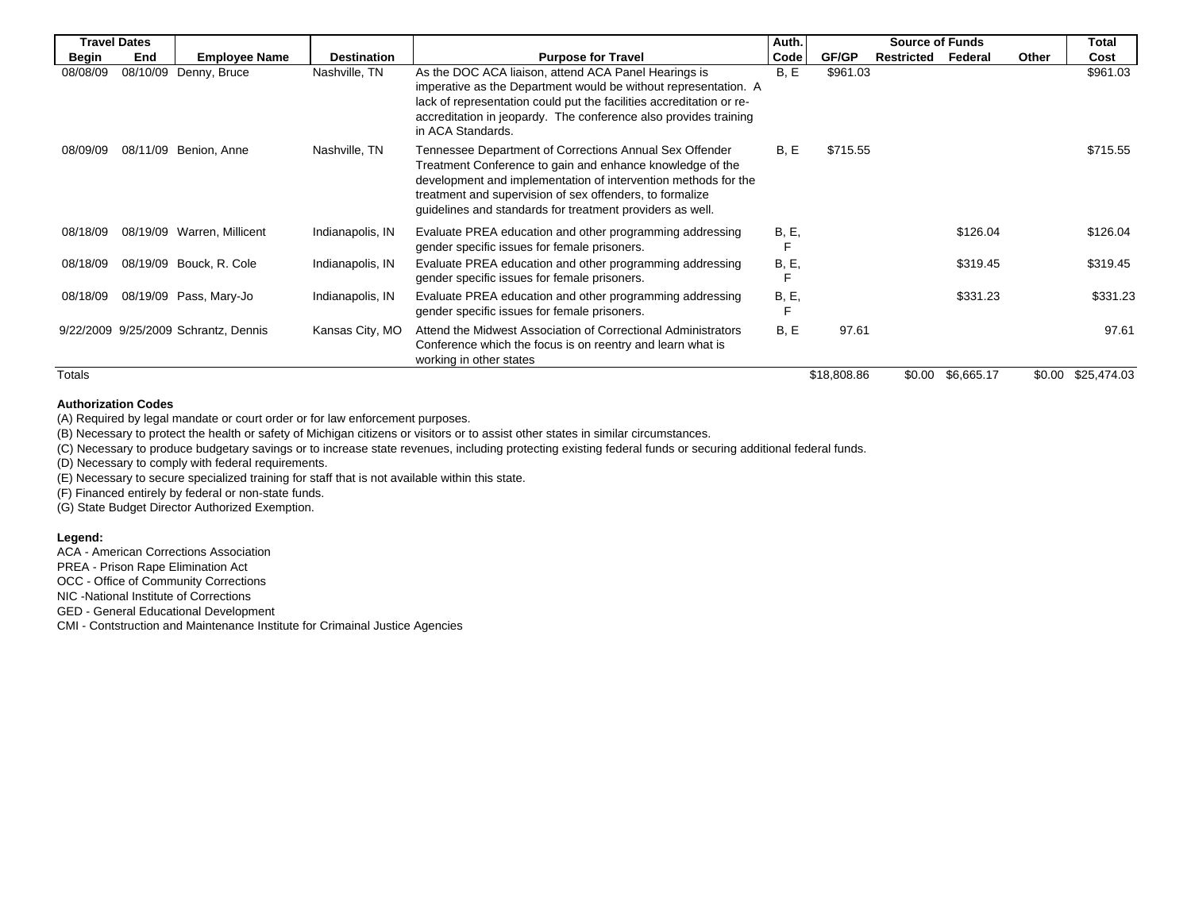| Travel Dates | | Employee Name | Destination | Purpose for Travel | Auth. | Source of Funds | | | | Total |
|---|---|---|---|---|---|---|---|---|---|---|
| Begin | End | | | | Code | GF/GP | Restricted | Federal | Other | Cost |
| 08/08/09 | 08/10/09 | Denny, Bruce | Nashville, TN | As the DOC ACA liaison, attend ACA Panel Hearings is imperative as the Department would be without representation. A lack of representation could put the facilities accreditation or re-accreditation in jeopardy. The conference also provides training in ACA Standards. | B, E | $961.03 | | | | $961.03 |
| 08/09/09 | 08/11/09 | Benion, Anne | Nashville, TN | Tennessee Department of Corrections Annual Sex Offender Treatment Conference to gain and enhance knowledge of the development and implementation of intervention methods for the treatment and supervision of sex offenders, to formalize guidelines and standards for treatment providers as well. | B, E | $715.55 | | | | $715.55 |
| 08/18/09 | 08/19/09 | Warren, Millicent | Indianapolis, IN | Evaluate PREA education and other programming addressing gender specific issues for female prisoners. | B, E, F | | | $126.04 | | $126.04 |
| 08/18/09 | 08/19/09 | Bouck, R. Cole | Indianapolis, IN | Evaluate PREA education and other programming addressing gender specific issues for female prisoners. | B, E, F | | | $319.45 | | $319.45 |
| 08/18/09 | 08/19/09 | Pass, Mary-Jo | Indianapolis, IN | Evaluate PREA education and other programming addressing gender specific issues for female prisoners. | B, E, F | | | $331.23 | | $331.23 |
| 9/22/2009 | 9/25/2009 | Schrantz, Dennis | Kansas City, MO | Attend the Midwest Association of Correctional Administrators Conference which the focus is on reentry and learn what is working in other states | B, E | 97.61 | | | | 97.61 |
| Totals | | | | | | $18,808.86 | $0.00 | $6,665.17 | $0.00 | $25,474.03 |

**Authorization Codes**

(A) Required by legal mandate or court order or for law enforcement purposes.
(B) Necessary to protect the health or safety of Michigan citizens or visitors or to assist other states in similar circumstances.
(C) Necessary to produce budgetary savings or to increase state revenues, including protecting existing federal funds or securing additional federal funds.
(D) Necessary to comply with federal requirements.
(E) Necessary to secure specialized training for staff that is not available within this state.
(F) Financed entirely by federal or non-state funds.
(G) State Budget Director Authorized Exemption.

**Legend:**

ACA - American Corrections Association
PREA - Prison Rape Elimination Act
OCC - Office of Community Corrections
NIC -National Institute of Corrections
GED - General Educational Development
CMI - Contstruction and Maintenance Institute for Crimainal Justice Agencies